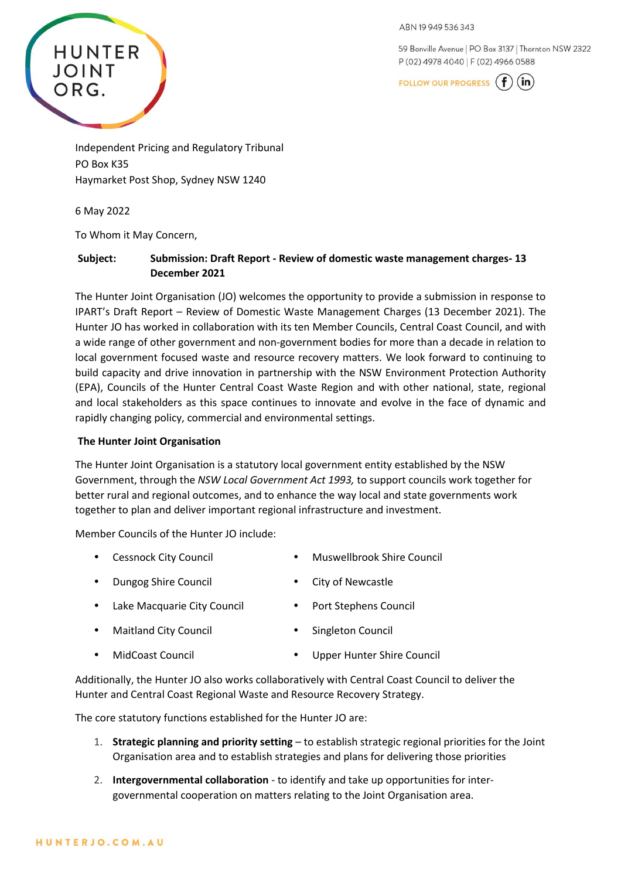HUNTER JOINT ORG.

ABN 19 949 536 343

59 Bonville Avenue | PO Box 3137 | Thornton NSW 2322
P (02) 4978 4040 | F (02) 4966 0588

FOLLOW OUR PROGRESS

Independent Pricing and Regulatory Tribunal
PO Box K35
Haymarket Post Shop, Sydney NSW 1240

6 May 2022

To Whom it May Concern,

**Subject: Submission: Draft Report - Review of domestic waste management charges- 13 December 2021**

The Hunter Joint Organisation (JO) welcomes the opportunity to provide a submission in response to IPART's Draft Report – Review of Domestic Waste Management Charges (13 December 2021). The Hunter JO has worked in collaboration with its ten Member Councils, Central Coast Council, and with a wide range of other government and non-government bodies for more than a decade in relation to local government focused waste and resource recovery matters. We look forward to continuing to build capacity and drive innovation in partnership with the NSW Environment Protection Authority (EPA), Councils of the Hunter Central Coast Waste Region and with other national, state, regional and local stakeholders as this space continues to innovate and evolve in the face of dynamic and rapidly changing policy, commercial and environmental settings.

**The Hunter Joint Organisation**

The Hunter Joint Organisation is a statutory local government entity established by the NSW Government, through the *NSW Local Government Act 1993,* to support councils work together for better rural and regional outcomes, and to enhance the way local and state governments work together to plan and deliver important regional infrastructure and investment.

Member Councils of the Hunter JO include:

- Cessnock City Council
- Dungog Shire Council
- Lake Macquarie City Council
- Maitland City Council
- MidCoast Council
- Muswellbrook Shire Council
- City of Newcastle
- Port Stephens Council
- Singleton Council
- Upper Hunter Shire Council

Additionally, the Hunter JO also works collaboratively with Central Coast Council to deliver the Hunter and Central Coast Regional Waste and Resource Recovery Strategy.

The core statutory functions established for the Hunter JO are:

1. **Strategic planning and priority setting** – to establish strategic regional priorities for the Joint Organisation area and to establish strategies and plans for delivering those priorities
2. **Intergovernmental collaboration** - to identify and take up opportunities for inter-governmental cooperation on matters relating to the Joint Organisation area.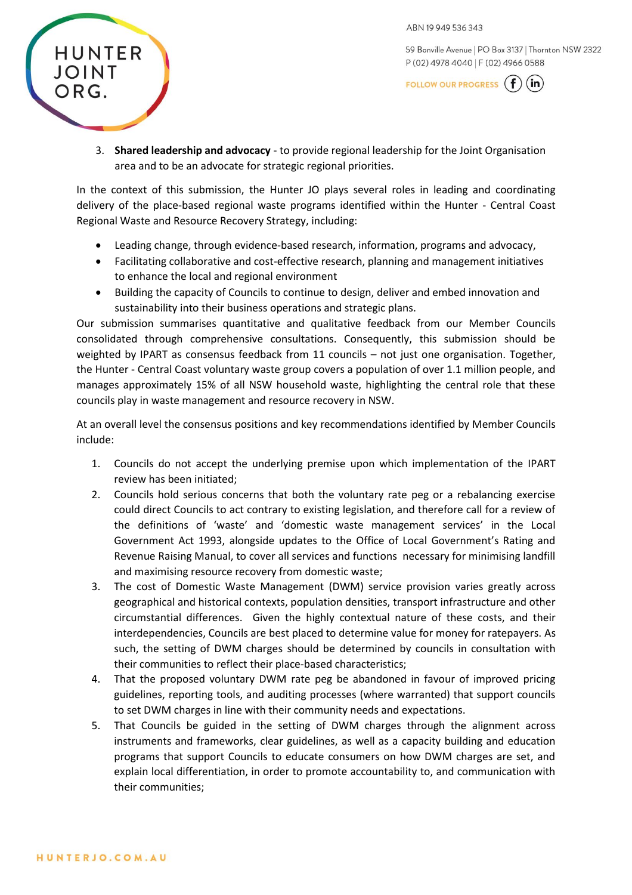3. **Shared leadership and advocacy** - to provide regional leadership for the Joint Organisation area and to be an advocate for strategic regional priorities.

In the context of this submission, the Hunter JO plays several roles in leading and coordinating delivery of the place-based regional waste programs identified within the Hunter - Central Coast Regional Waste and Resource Recovery Strategy, including:

- Leading change, through evidence-based research, information, programs and advocacy,
- Facilitating collaborative and cost-effective research, planning and management initiatives to enhance the local and regional environment
- Building the capacity of Councils to continue to design, deliver and embed innovation and sustainability into their business operations and strategic plans.

Our submission summarises quantitative and qualitative feedback from our Member Councils consolidated through comprehensive consultations. Consequently, this submission should be weighted by IPART as consensus feedback from 11 councils – not just one organisation. Together, the Hunter - Central Coast voluntary waste group covers a population of over 1.1 million people, and manages approximately 15% of all NSW household waste, highlighting the central role that these councils play in waste management and resource recovery in NSW.

At an overall level the consensus positions and key recommendations identified by Member Councils include:

1. Councils do not accept the underlying premise upon which implementation of the IPART review has been initiated;
2. Councils hold serious concerns that both the voluntary rate peg or a rebalancing exercise could direct Councils to act contrary to existing legislation, and therefore call for a review of the definitions of 'waste' and 'domestic waste management services' in the Local Government Act 1993, alongside updates to the Office of Local Government's Rating and Revenue Raising Manual, to cover all services and functions necessary for minimising landfill and maximising resource recovery from domestic waste;
3. The cost of Domestic Waste Management (DWM) service provision varies greatly across geographical and historical contexts, population densities, transport infrastructure and other circumstantial differences. Given the highly contextual nature of these costs, and their interdependencies, Councils are best placed to determine value for money for ratepayers. As such, the setting of DWM charges should be determined by councils in consultation with their communities to reflect their place-based characteristics;
4. That the proposed voluntary DWM rate peg be abandoned in favour of improved pricing guidelines, reporting tools, and auditing processes (where warranted) that support councils to set DWM charges in line with their community needs and expectations.
5. That Councils be guided in the setting of DWM charges through the alignment across instruments and frameworks, clear guidelines, as well as a capacity building and education programs that support Councils to educate consumers on how DWM charges are set, and explain local differentiation, in order to promote accountability to, and communication with their communities;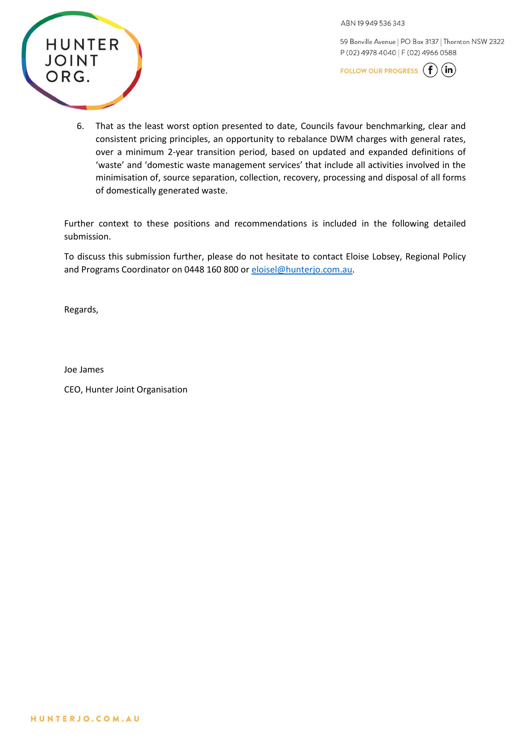6. That as the least worst option presented to date, Councils favour benchmarking, clear and consistent pricing principles, an opportunity to rebalance DWM charges with general rates, over a minimum 2-year transition period, based on updated and expanded definitions of 'waste' and 'domestic waste management services' that include all activities involved in the minimisation of, source separation, collection, recovery, processing and disposal of all forms of domestically generated waste.

Further context to these positions and recommendations is included in the following detailed submission.

To discuss this submission further, please do not hesitate to contact Eloise Lobsey, Regional Policy and Programs Coordinator on 0448 160 800 or eloisel@hunterjo.com.au.

Regards,

Joe James

CEO, Hunter Joint Organisation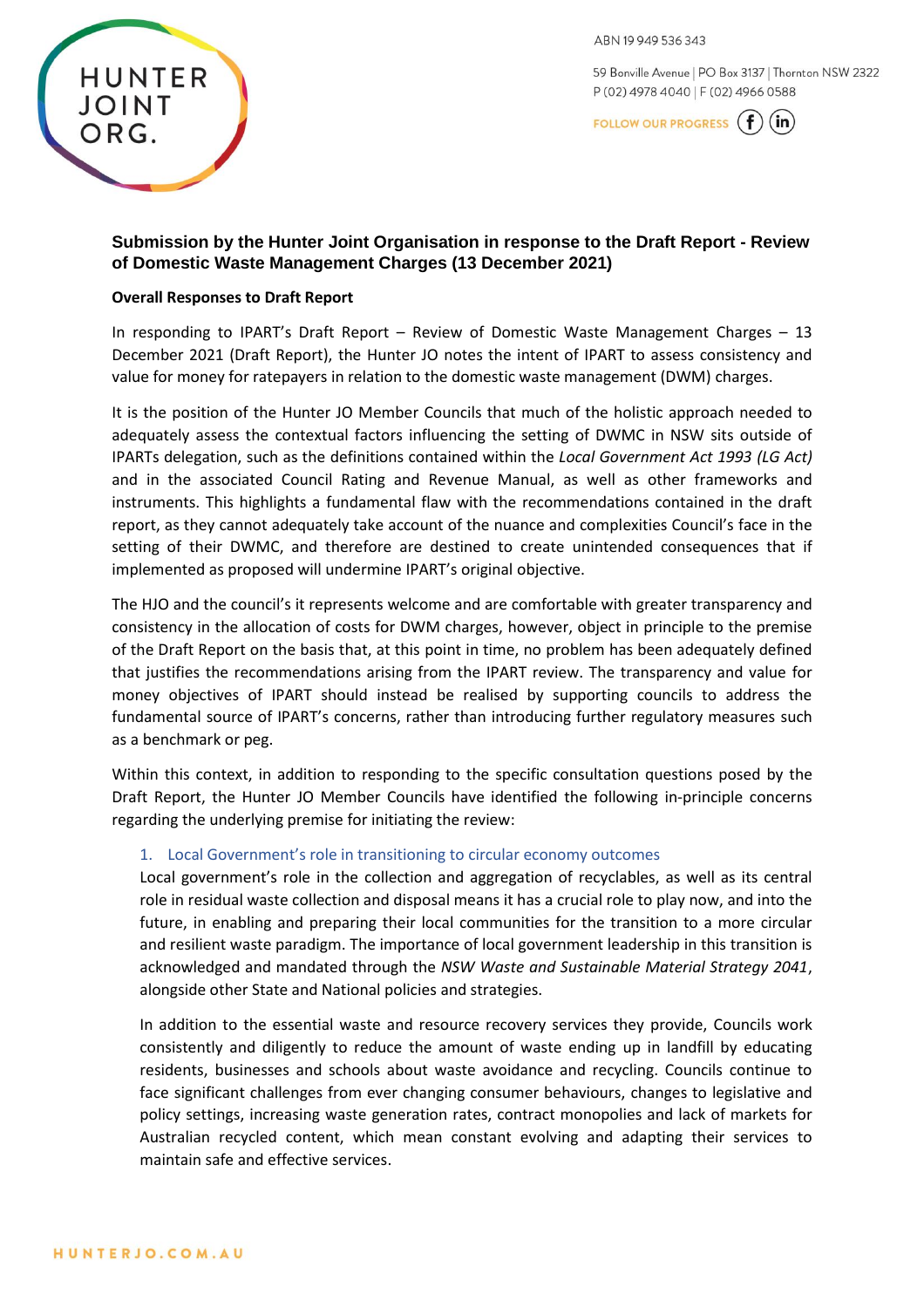## Submission by the Hunter Joint Organisation in response to the Draft Report - Review of Domestic Waste Management Charges (13 December 2021)

**Overall Responses to Draft Report**

In responding to IPART's Draft Report – Review of Domestic Waste Management Charges – 13 December 2021 (Draft Report), the Hunter JO notes the intent of IPART to assess consistency and value for money for ratepayers in relation to the domestic waste management (DWM) charges.

It is the position of the Hunter JO Member Councils that much of the holistic approach needed to adequately assess the contextual factors influencing the setting of DWMC in NSW sits outside of IPARTs delegation, such as the definitions contained within the *Local Government Act 1993 (LG Act)* and in the associated Council Rating and Revenue Manual, as well as other frameworks and instruments. This highlights a fundamental flaw with the recommendations contained in the draft report, as they cannot adequately take account of the nuance and complexities Council's face in the setting of their DWMC, and therefore are destined to create unintended consequences that if implemented as proposed will undermine IPART's original objective.

The HJO and the council's it represents welcome and are comfortable with greater transparency and consistency in the allocation of costs for DWM charges, however, object in principle to the premise of the Draft Report on the basis that, at this point in time, no problem has been adequately defined that justifies the recommendations arising from the IPART review. The transparency and value for money objectives of IPART should instead be realised by supporting councils to address the fundamental source of IPART's concerns, rather than introducing further regulatory measures such as a benchmark or peg.

Within this context, in addition to responding to the specific consultation questions posed by the Draft Report, the Hunter JO Member Councils have identified the following in-principle concerns regarding the underlying premise for initiating the review:

1. Local Government's role in transitioning to circular economy outcomes

   Local government's role in the collection and aggregation of recyclables, as well as its central role in residual waste collection and disposal means it has a crucial role to play now, and into the future, in enabling and preparing their local communities for the transition to a more circular and resilient waste paradigm. The importance of local government leadership in this transition is acknowledged and mandated through the *NSW Waste and Sustainable Material Strategy 2041*, alongside other State and National policies and strategies.

   In addition to the essential waste and resource recovery services they provide, Councils work consistently and diligently to reduce the amount of waste ending up in landfill by educating residents, businesses and schools about waste avoidance and recycling. Councils continue to face significant challenges from ever changing consumer behaviours, changes to legislative and policy settings, increasing waste generation rates, contract monopolies and lack of markets for Australian recycled content, which mean constant evolving and adapting their services to maintain safe and effective services.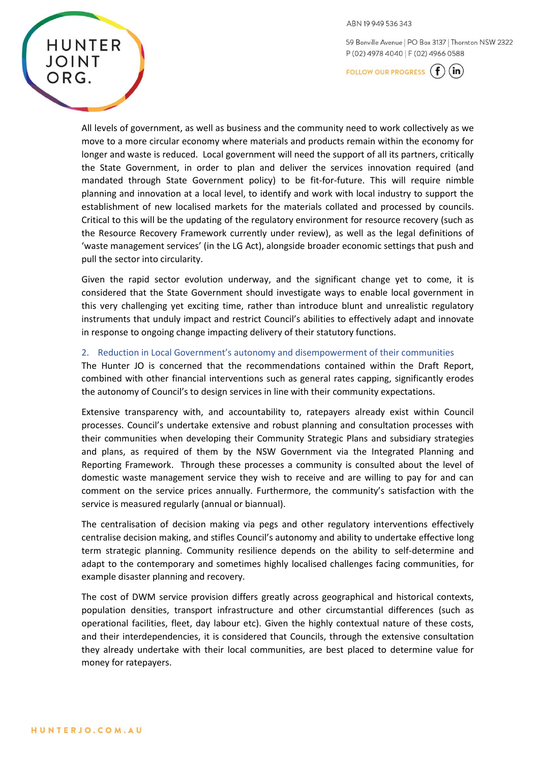All levels of government, as well as business and the community need to work collectively as we move to a more circular economy where materials and products remain within the economy for longer and waste is reduced. Local government will need the support of all its partners, critically the State Government, in order to plan and deliver the services innovation required (and mandated through State Government policy) to be fit-for-future. This will require nimble planning and innovation at a local level, to identify and work with local industry to support the establishment of new localised markets for the materials collated and processed by councils. Critical to this will be the updating of the regulatory environment for resource recovery (such as the Resource Recovery Framework currently under review), as well as the legal definitions of 'waste management services' (in the LG Act), alongside broader economic settings that push and pull the sector into circularity.

Given the rapid sector evolution underway, and the significant change yet to come, it is considered that the State Government should investigate ways to enable local government in this very challenging yet exciting time, rather than introduce blunt and unrealistic regulatory instruments that unduly impact and restrict Council's abilities to effectively adapt and innovate in response to ongoing change impacting delivery of their statutory functions.

## 2. Reduction in Local Government's autonomy and disempowerment of their communities

The Hunter JO is concerned that the recommendations contained within the Draft Report, combined with other financial interventions such as general rates capping, significantly erodes the autonomy of Council's to design services in line with their community expectations.

Extensive transparency with, and accountability to, ratepayers already exist within Council processes. Council's undertake extensive and robust planning and consultation processes with their communities when developing their Community Strategic Plans and subsidiary strategies and plans, as required of them by the NSW Government via the Integrated Planning and Reporting Framework. Through these processes a community is consulted about the level of domestic waste management service they wish to receive and are willing to pay for and can comment on the service prices annually. Furthermore, the community's satisfaction with the service is measured regularly (annual or biannual).

The centralisation of decision making via pegs and other regulatory interventions effectively centralise decision making, and stifles Council's autonomy and ability to undertake effective long term strategic planning. Community resilience depends on the ability to self-determine and adapt to the contemporary and sometimes highly localised challenges facing communities, for example disaster planning and recovery.

The cost of DWM service provision differs greatly across geographical and historical contexts, population densities, transport infrastructure and other circumstantial differences (such as operational facilities, fleet, day labour etc). Given the highly contextual nature of these costs, and their interdependencies, it is considered that Councils, through the extensive consultation they already undertake with their local communities, are best placed to determine value for money for ratepayers.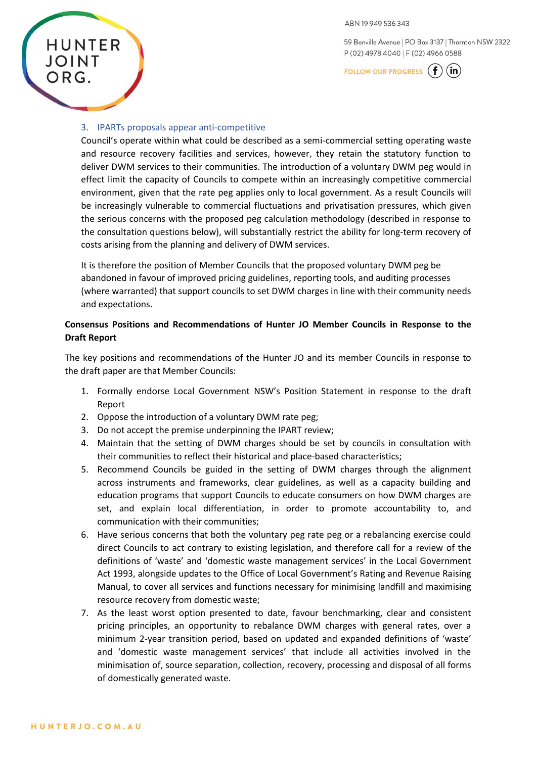### 3. IPARTs proposals appear anti-competitive

Council's operate within what could be described as a semi-commercial setting operating waste and resource recovery facilities and services, however, they retain the statutory function to deliver DWM services to their communities. The introduction of a voluntary DWM peg would in effect limit the capacity of Councils to compete within an increasingly competitive commercial environment, given that the rate peg applies only to local government. As a result Councils will be increasingly vulnerable to commercial fluctuations and privatisation pressures, which given the serious concerns with the proposed peg calculation methodology (described in response to the consultation questions below), will substantially restrict the ability for long-term recovery of costs arising from the planning and delivery of DWM services.

It is therefore the position of Member Councils that the proposed voluntary DWM peg be abandoned in favour of improved pricing guidelines, reporting tools, and auditing processes (where warranted) that support councils to set DWM charges in line with their community needs and expectations.

**Consensus Positions and Recommendations of Hunter JO Member Councils in Response to the Draft Report**

The key positions and recommendations of the Hunter JO and its member Councils in response to the draft paper are that Member Councils:

1. Formally endorse Local Government NSW's Position Statement in response to the draft Report
2. Oppose the introduction of a voluntary DWM rate peg;
3. Do not accept the premise underpinning the IPART review;
4. Maintain that the setting of DWM charges should be set by councils in consultation with their communities to reflect their historical and place-based characteristics;
5. Recommend Councils be guided in the setting of DWM charges through the alignment across instruments and frameworks, clear guidelines, as well as a capacity building and education programs that support Councils to educate consumers on how DWM charges are set, and explain local differentiation, in order to promote accountability to, and communication with their communities;
6. Have serious concerns that both the voluntary peg rate peg or a rebalancing exercise could direct Councils to act contrary to existing legislation, and therefore call for a review of the definitions of 'waste' and 'domestic waste management services' in the Local Government Act 1993, alongside updates to the Office of Local Government's Rating and Revenue Raising Manual, to cover all services and functions necessary for minimising landfill and maximising resource recovery from domestic waste;
7. As the least worst option presented to date, favour benchmarking, clear and consistent pricing principles, an opportunity to rebalance DWM charges with general rates, over a minimum 2-year transition period, based on updated and expanded definitions of 'waste' and 'domestic waste management services' that include all activities involved in the minimisation of, source separation, collection, recovery, processing and disposal of all forms of domestically generated waste.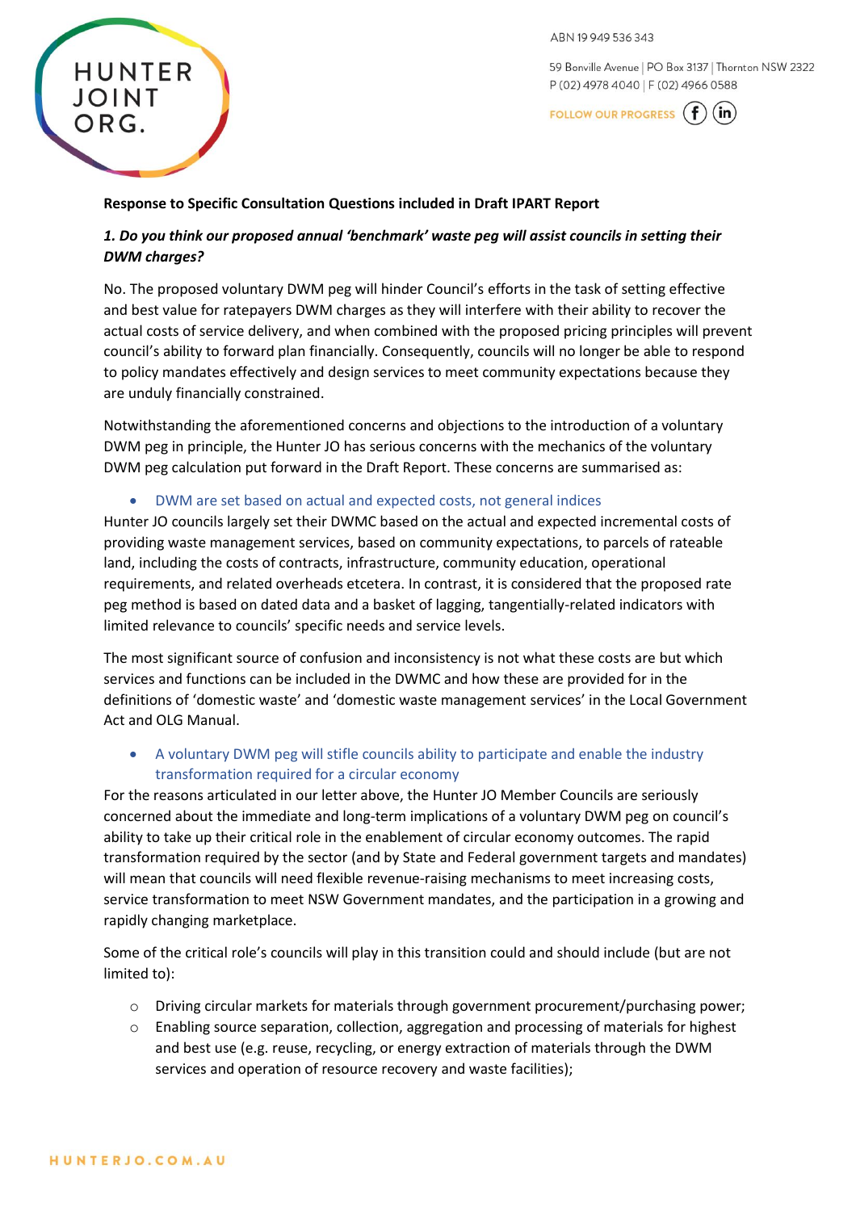**Response to Specific Consultation Questions included in Draft IPART Report**

***1. Do you think our proposed annual 'benchmark' waste peg will assist councils in setting their DWM charges?***

No. The proposed voluntary DWM peg will hinder Council's efforts in the task of setting effective and best value for ratepayers DWM charges as they will interfere with their ability to recover the actual costs of service delivery, and when combined with the proposed pricing principles will prevent council's ability to forward plan financially. Consequently, councils will no longer be able to respond to policy mandates effectively and design services to meet community expectations because they are unduly financially constrained.

Notwithstanding the aforementioned concerns and objections to the introduction of a voluntary DWM peg in principle, the Hunter JO has serious concerns with the mechanics of the voluntary DWM peg calculation put forward in the Draft Report. These concerns are summarised as:

- DWM are set based on actual and expected costs, not general indices

Hunter JO councils largely set their DWMC based on the actual and expected incremental costs of providing waste management services, based on community expectations, to parcels of rateable land, including the costs of contracts, infrastructure, community education, operational requirements, and related overheads etcetera. In contrast, it is considered that the proposed rate peg method is based on dated data and a basket of lagging, tangentially-related indicators with limited relevance to councils' specific needs and service levels.

The most significant source of confusion and inconsistency is not what these costs are but which services and functions can be included in the DWMC and how these are provided for in the definitions of 'domestic waste' and 'domestic waste management services' in the Local Government Act and OLG Manual.

- A voluntary DWM peg will stifle councils ability to participate and enable the industry transformation required for a circular economy

For the reasons articulated in our letter above, the Hunter JO Member Councils are seriously concerned about the immediate and long-term implications of a voluntary DWM peg on council's ability to take up their critical role in the enablement of circular economy outcomes. The rapid transformation required by the sector (and by State and Federal government targets and mandates) will mean that councils will need flexible revenue-raising mechanisms to meet increasing costs, service transformation to meet NSW Government mandates, and the participation in a growing and rapidly changing marketplace.

Some of the critical role's councils will play in this transition could and should include (but are not limited to):

- Driving circular markets for materials through government procurement/purchasing power;
- Enabling source separation, collection, aggregation and processing of materials for highest and best use (e.g. reuse, recycling, or energy extraction of materials through the DWM services and operation of resource recovery and waste facilities);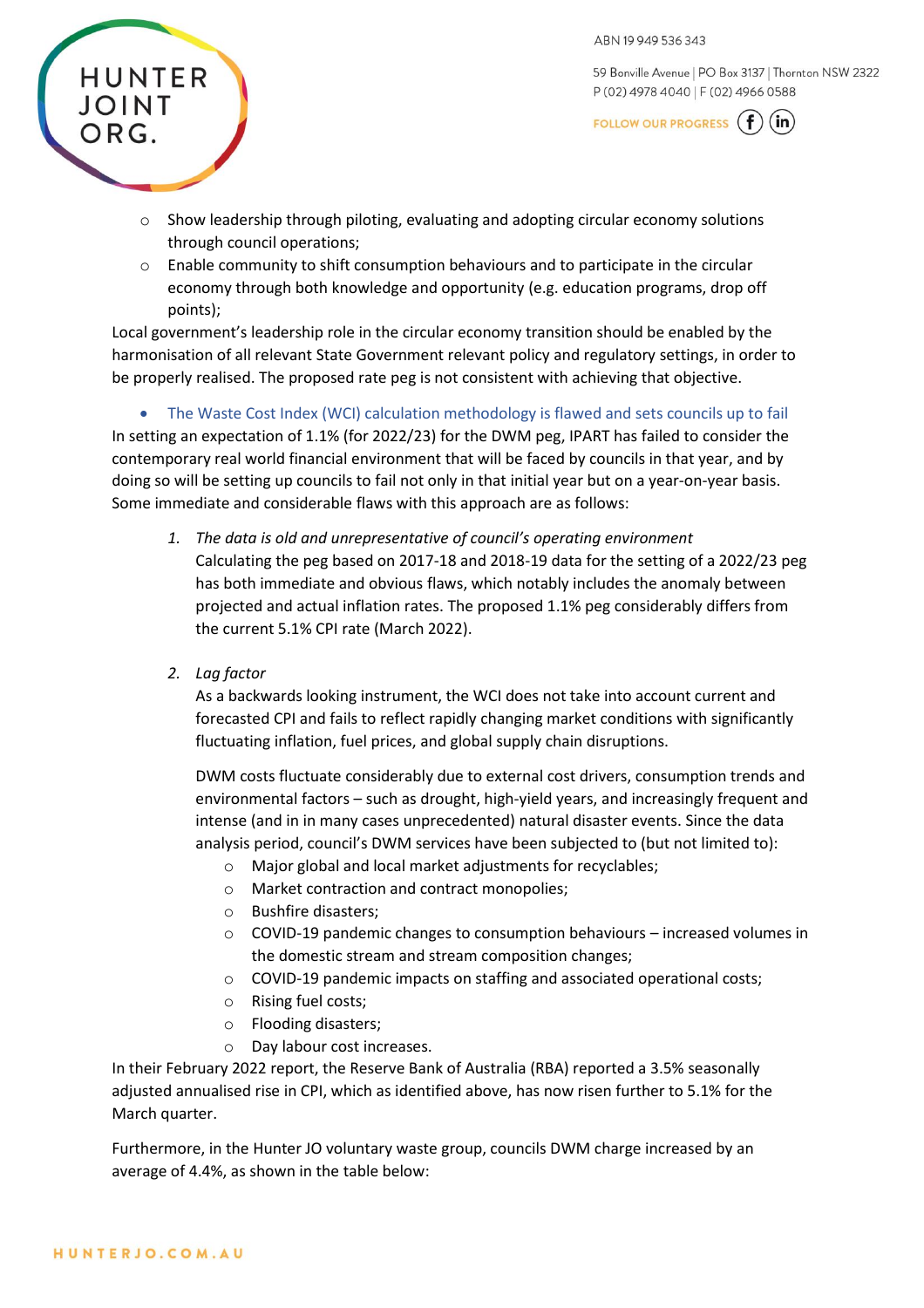- Show leadership through piloting, evaluating and adopting circular economy solutions through council operations;
- Enable community to shift consumption behaviours and to participate in the circular economy through both knowledge and opportunity (e.g. education programs, drop off points);

Local government's leadership role in the circular economy transition should be enabled by the harmonisation of all relevant State Government relevant policy and regulatory settings, in order to be properly realised. The proposed rate peg is not consistent with achieving that objective.

- The Waste Cost Index (WCI) calculation methodology is flawed and sets councils up to fail

In setting an expectation of 1.1% (for 2022/23) for the DWM peg, IPART has failed to consider the contemporary real world financial environment that will be faced by councils in that year, and by doing so will be setting up councils to fail not only in that initial year but on a year-on-year basis. Some immediate and considerable flaws with this approach are as follows:

1. *The data is old and unrepresentative of council's operating environment*
   Calculating the peg based on 2017-18 and 2018-19 data for the setting of a 2022/23 peg has both immediate and obvious flaws, which notably includes the anomaly between projected and actual inflation rates. The proposed 1.1% peg considerably differs from the current 5.1% CPI rate (March 2022).

2. *Lag factor*
   As a backwards looking instrument, the WCI does not take into account current and forecasted CPI and fails to reflect rapidly changing market conditions with significantly fluctuating inflation, fuel prices, and global supply chain disruptions.

   DWM costs fluctuate considerably due to external cost drivers, consumption trends and environmental factors – such as drought, high-yield years, and increasingly frequent and intense (and in in many cases unprecedented) natural disaster events. Since the data analysis period, council's DWM services have been subjected to (but not limited to):
   - Major global and local market adjustments for recyclables;
   - Market contraction and contract monopolies;
   - Bushfire disasters;
   - COVID-19 pandemic changes to consumption behaviours – increased volumes in the domestic stream and stream composition changes;
   - COVID-19 pandemic impacts on staffing and associated operational costs;
   - Rising fuel costs;
   - Flooding disasters;
   - Day labour cost increases.

In their February 2022 report, the Reserve Bank of Australia (RBA) reported a 3.5% seasonally adjusted annualised rise in CPI, which as identified above, has now risen further to 5.1% for the March quarter.

Furthermore, in the Hunter JO voluntary waste group, councils DWM charge increased by an average of 4.4%, as shown in the table below: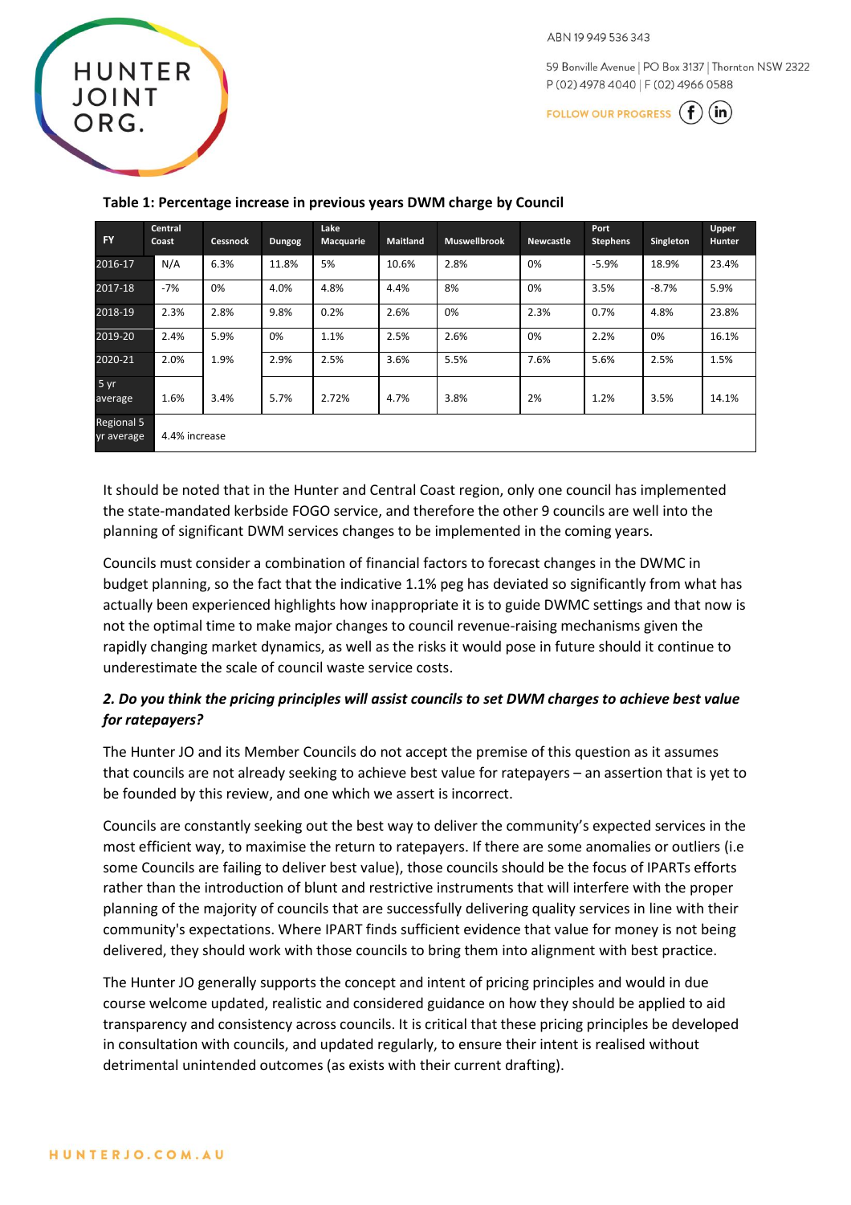**Table 1: Percentage increase in previous years DWM charge by Council**

| FY | Central Coast | Cessnock | Dungog | Lake Macquarie | Maitland | Muswellbrook | Newcastle | Port Stephens | Singleton | Upper Hunter |
|---|---|---|---|---|---|---|---|---|---|---|
| 2016-17 | N/A | 6.3% | 11.8% | 5% | 10.6% | 2.8% | 0% | -5.9% | 18.9% | 23.4% |
| 2017-18 | -7% | 0% | 4.0% | 4.8% | 4.4% | 8% | 0% | 3.5% | -8.7% | 5.9% |
| 2018-19 | 2.3% | 2.8% | 9.8% | 0.2% | 2.6% | 0% | 2.3% | 0.7% | 4.8% | 23.8% |
| 2019-20 | 2.4% | 5.9% | 0% | 1.1% | 2.5% | 2.6% | 0% | 2.2% | 0% | 16.1% |
| 2020-21 | 2.0% | 1.9% | 2.9% | 2.5% | 3.6% | 5.5% | 7.6% | 5.6% | 2.5% | 1.5% |
| 5 yr average | 1.6% | 3.4% | 5.7% | 2.72% | 4.7% | 3.8% | 2% | 1.2% | 3.5% | 14.1% |
| Regional 5 yr average | 4.4% increase | | | | | | | | | |

It should be noted that in the Hunter and Central Coast region, only one council has implemented the state-mandated kerbside FOGO service, and therefore the other 9 councils are well into the planning of significant DWM services changes to be implemented in the coming years.

Councils must consider a combination of financial factors to forecast changes in the DWMC in budget planning, so the fact that the indicative 1.1% peg has deviated so significantly from what has actually been experienced highlights how inappropriate it is to guide DWMC settings and that now is not the optimal time to make major changes to council revenue-raising mechanisms given the rapidly changing market dynamics, as well as the risks it would pose in future should it continue to underestimate the scale of council waste service costs.

### *2. Do you think the pricing principles will assist councils to set DWM charges to achieve best value for ratepayers?*

The Hunter JO and its Member Councils do not accept the premise of this question as it assumes that councils are not already seeking to achieve best value for ratepayers – an assertion that is yet to be founded by this review, and one which we assert is incorrect.

Councils are constantly seeking out the best way to deliver the community's expected services in the most efficient way, to maximise the return to ratepayers. If there are some anomalies or outliers (i.e some Councils are failing to deliver best value), those councils should be the focus of IPARTs efforts rather than the introduction of blunt and restrictive instruments that will interfere with the proper planning of the majority of councils that are successfully delivering quality services in line with their community's expectations. Where IPART finds sufficient evidence that value for money is not being delivered, they should work with those councils to bring them into alignment with best practice.

The Hunter JO generally supports the concept and intent of pricing principles and would in due course welcome updated, realistic and considered guidance on how they should be applied to aid transparency and consistency across councils. It is critical that these pricing principles be developed in consultation with councils, and updated regularly, to ensure their intent is realised without detrimental unintended outcomes (as exists with their current drafting).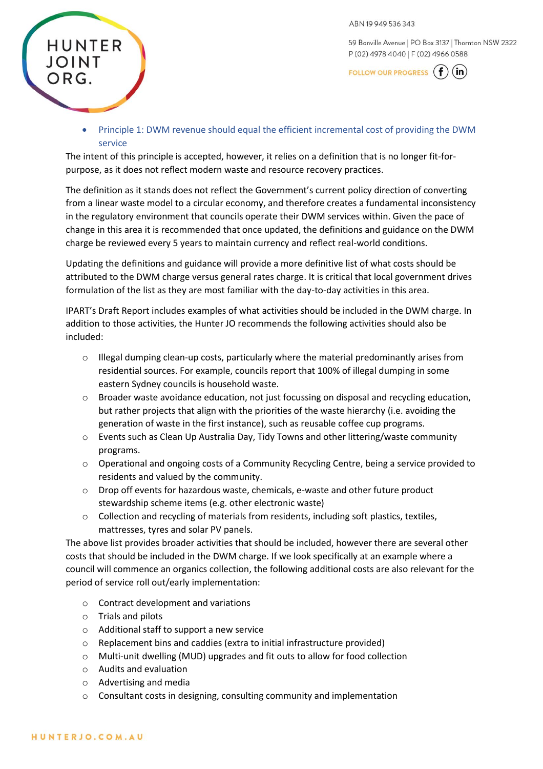- Principle 1: DWM revenue should equal the efficient incremental cost of providing the DWM service

The intent of this principle is accepted, however, it relies on a definition that is no longer fit-for-purpose, as it does not reflect modern waste and resource recovery practices.

The definition as it stands does not reflect the Government's current policy direction of converting from a linear waste model to a circular economy, and therefore creates a fundamental inconsistency in the regulatory environment that councils operate their DWM services within. Given the pace of change in this area it is recommended that once updated, the definitions and guidance on the DWM charge be reviewed every 5 years to maintain currency and reflect real-world conditions.

Updating the definitions and guidance will provide a more definitive list of what costs should be attributed to the DWM charge versus general rates charge. It is critical that local government drives formulation of the list as they are most familiar with the day-to-day activities in this area.

IPART's Draft Report includes examples of what activities should be included in the DWM charge. In addition to those activities, the Hunter JO recommends the following activities should also be included:

- Illegal dumping clean-up costs, particularly where the material predominantly arises from residential sources. For example, councils report that 100% of illegal dumping in some eastern Sydney councils is household waste.
- Broader waste avoidance education, not just focussing on disposal and recycling education, but rather projects that align with the priorities of the waste hierarchy (i.e. avoiding the generation of waste in the first instance), such as reusable coffee cup programs.
- Events such as Clean Up Australia Day, Tidy Towns and other littering/waste community programs.
- Operational and ongoing costs of a Community Recycling Centre, being a service provided to residents and valued by the community.
- Drop off events for hazardous waste, chemicals, e-waste and other future product stewardship scheme items (e.g. other electronic waste)
- Collection and recycling of materials from residents, including soft plastics, textiles, mattresses, tyres and solar PV panels.

The above list provides broader activities that should be included, however there are several other costs that should be included in the DWM charge. If we look specifically at an example where a council will commence an organics collection, the following additional costs are also relevant for the period of service roll out/early implementation:

- Contract development and variations
- Trials and pilots
- Additional staff to support a new service
- Replacement bins and caddies (extra to initial infrastructure provided)
- Multi-unit dwelling (MUD) upgrades and fit outs to allow for food collection
- Audits and evaluation
- Advertising and media
- Consultant costs in designing, consulting community and implementation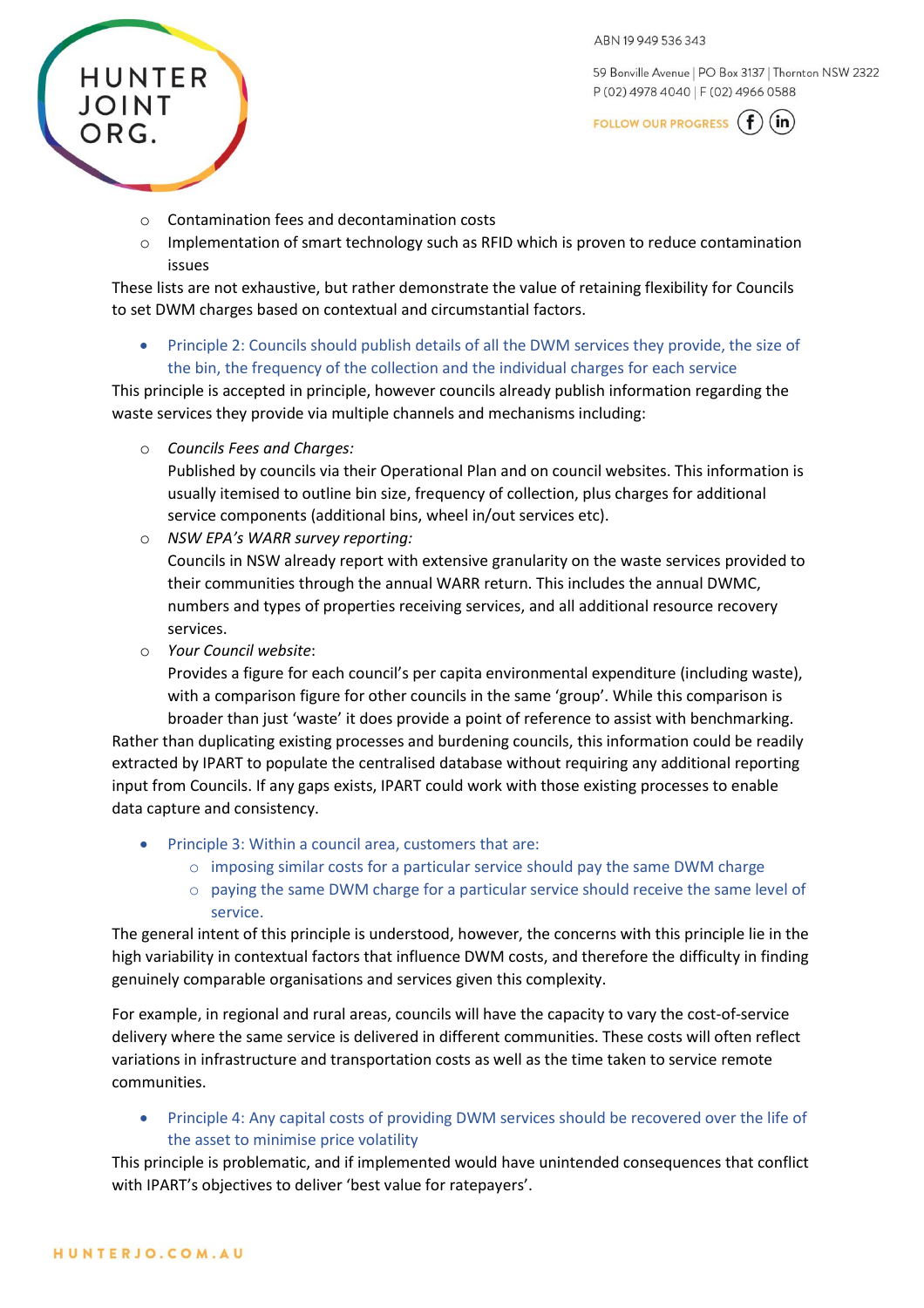- Contamination fees and decontamination costs
- Implementation of smart technology such as RFID which is proven to reduce contamination issues

These lists are not exhaustive, but rather demonstrate the value of retaining flexibility for Councils to set DWM charges based on contextual and circumstantial factors.

- Principle 2: Councils should publish details of all the DWM services they provide, the size of the bin, the frequency of the collection and the individual charges for each service

This principle is accepted in principle, however councils already publish information regarding the waste services they provide via multiple channels and mechanisms including:

- *Councils Fees and Charges:*
  Published by councils via their Operational Plan and on council websites. This information is usually itemised to outline bin size, frequency of collection, plus charges for additional service components (additional bins, wheel in/out services etc).
- *NSW EPA's WARR survey reporting:*
  Councils in NSW already report with extensive granularity on the waste services provided to their communities through the annual WARR return. This includes the annual DWMC, numbers and types of properties receiving services, and all additional resource recovery services.
- *Your Council website*:
  Provides a figure for each council's per capita environmental expenditure (including waste), with a comparison figure for other councils in the same 'group'. While this comparison is broader than just 'waste' it does provide a point of reference to assist with benchmarking.

Rather than duplicating existing processes and burdening councils, this information could be readily extracted by IPART to populate the centralised database without requiring any additional reporting input from Councils. If any gaps exists, IPART could work with those existing processes to enable data capture and consistency.

- Principle 3: Within a council area, customers that are:
  - imposing similar costs for a particular service should pay the same DWM charge
  - paying the same DWM charge for a particular service should receive the same level of service.

The general intent of this principle is understood, however, the concerns with this principle lie in the high variability in contextual factors that influence DWM costs, and therefore the difficulty in finding genuinely comparable organisations and services given this complexity.

For example, in regional and rural areas, councils will have the capacity to vary the cost-of-service delivery where the same service is delivered in different communities. These costs will often reflect variations in infrastructure and transportation costs as well as the time taken to service remote communities.

- Principle 4: Any capital costs of providing DWM services should be recovered over the life of the asset to minimise price volatility

This principle is problematic, and if implemented would have unintended consequences that conflict with IPART's objectives to deliver 'best value for ratepayers'.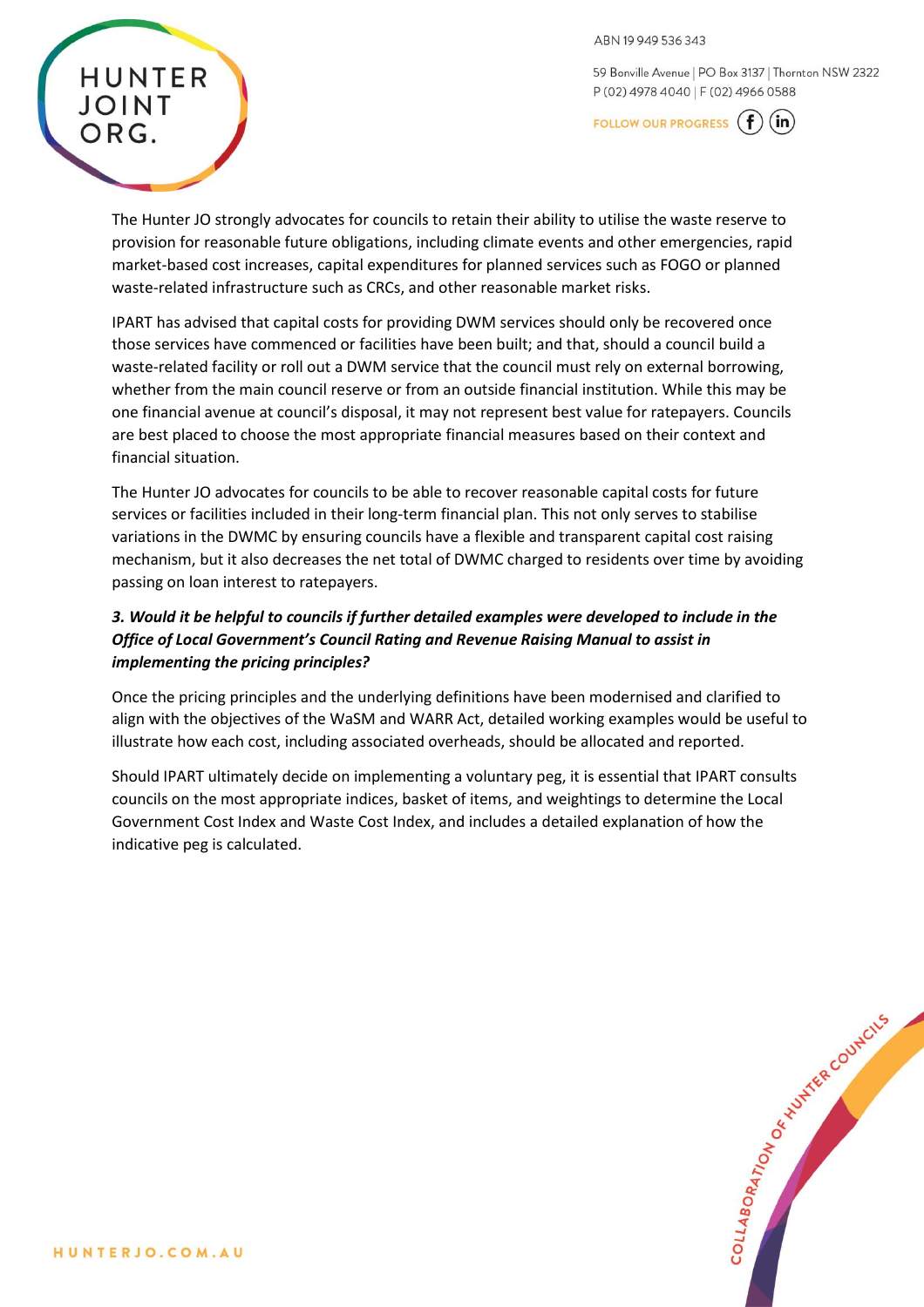The Hunter JO strongly advocates for councils to retain their ability to utilise the waste reserve to provision for reasonable future obligations, including climate events and other emergencies, rapid market-based cost increases, capital expenditures for planned services such as FOGO or planned waste-related infrastructure such as CRCs, and other reasonable market risks.

IPART has advised that capital costs for providing DWM services should only be recovered once those services have commenced or facilities have been built; and that, should a council build a waste-related facility or roll out a DWM service that the council must rely on external borrowing, whether from the main council reserve or from an outside financial institution. While this may be one financial avenue at council's disposal, it may not represent best value for ratepayers. Councils are best placed to choose the most appropriate financial measures based on their context and financial situation.

The Hunter JO advocates for councils to be able to recover reasonable capital costs for future services or facilities included in their long-term financial plan. This not only serves to stabilise variations in the DWMC by ensuring councils have a flexible and transparent capital cost raising mechanism, but it also decreases the net total of DWMC charged to residents over time by avoiding passing on loan interest to ratepayers.

***3. Would it be helpful to councils if further detailed examples were developed to include in the Office of Local Government's Council Rating and Revenue Raising Manual to assist in implementing the pricing principles?***

Once the pricing principles and the underlying definitions have been modernised and clarified to align with the objectives of the WaSM and WARR Act, detailed working examples would be useful to illustrate how each cost, including associated overheads, should be allocated and reported.

Should IPART ultimately decide on implementing a voluntary peg, it is essential that IPART consults councils on the most appropriate indices, basket of items, and weightings to determine the Local Government Cost Index and Waste Cost Index, and includes a detailed explanation of how the indicative peg is calculated.